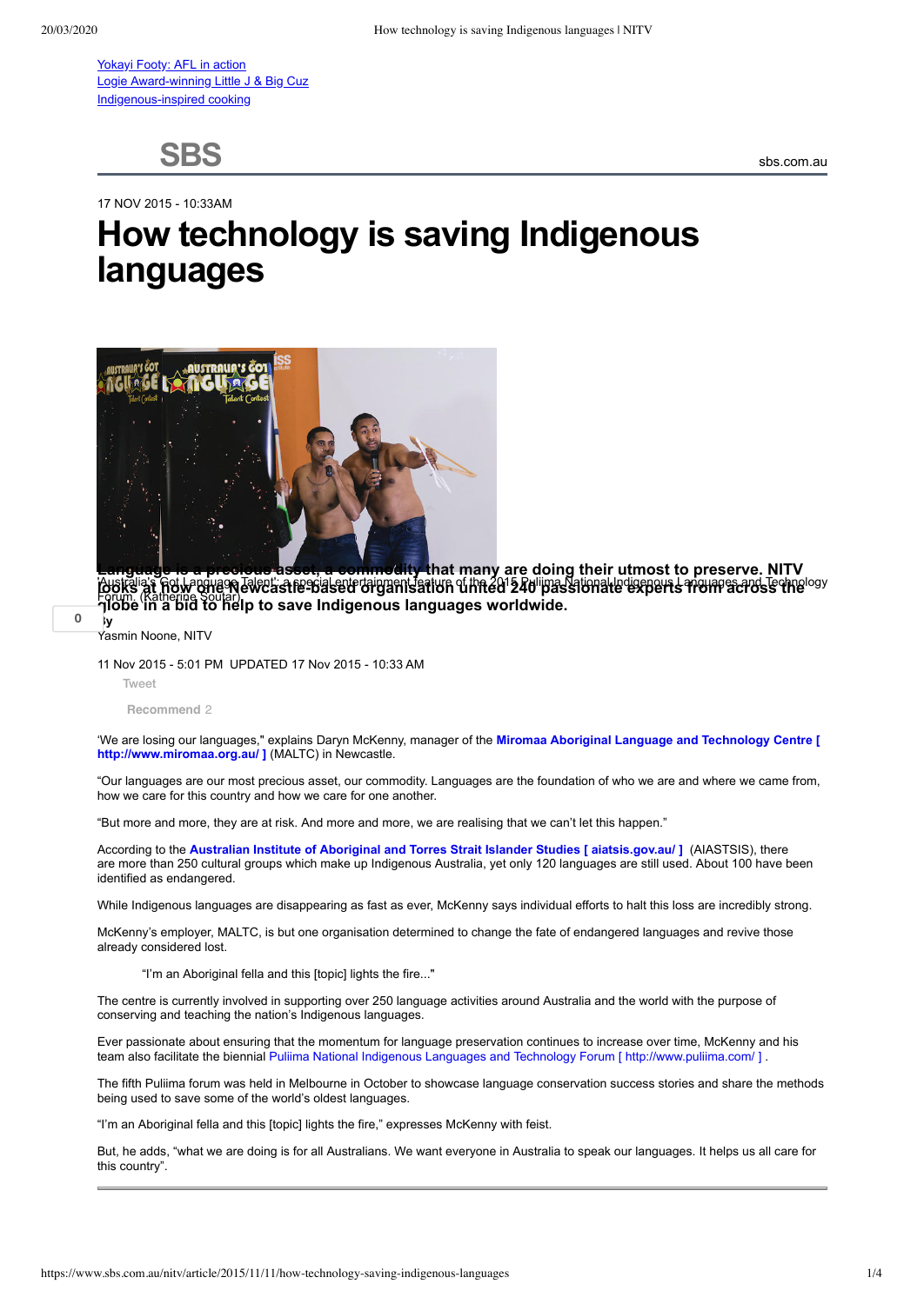[Yokayi Footy: AFL in action](#)
[Logie Award-winning Little J & Big Cuz](#)
[Indigenous-inspired cooking](#)

SBS

sbs.com.au

17 NOV 2015 - 10:33AM

# How technology is saving Indigenous languages

'Australia's Got Language Talent': a special entertainment feature of the 2015 Puliima National Indigenous Languages and Technology Forum. (Katherine Soutar)

**Language is a precious asset, a commodity that many are doing their utmost to preserve. NITV looks at how one Newcastle-based organisation united 240 passionate experts from across the globe in a bid to help to save Indigenous languages worldwide.**

0

By
Yasmin Noone, NITV

11 Nov 2015 - 5:01 PM UPDATED 17 Nov 2015 - 10:33 AM

Tweet

Recommend 2

'We are losing our languages," explains Daryn McKenny, manager of the **Miromaa Aboriginal Language and Technology Centre [ http://www.miromaa.org.au/ ]** (MALTC) in Newcastle.

"Our languages are our most precious asset, our commodity. Languages are the foundation of who we are and where we came from, how we care for this country and how we care for one another.

"But more and more, they are at risk. And more and more, we are realising that we can't let this happen."

According to the **Australian Institute of Aboriginal and Torres Strait Islander Studies [ aiatsis.gov.au/ ]** (AIASTSIS), there are more than 250 cultural groups which make up Indigenous Australia, yet only 120 languages are still used. About 100 have been identified as endangered.

While Indigenous languages are disappearing as fast as ever, McKenny says individual efforts to halt this loss are incredibly strong.

McKenny's employer, MALTC, is but one organisation determined to change the fate of endangered languages and revive those already considered lost.

> "I'm an Aboriginal fella and this [topic] lights the fire..."

The centre is currently involved in supporting over 250 language activities around Australia and the world with the purpose of conserving and teaching the nation's Indigenous languages.

Ever passionate about ensuring that the momentum for language preservation continues to increase over time, McKenny and his team also facilitate the biennial Puliima National Indigenous Languages and Technology Forum [ http://www.puliima.com/ ] .

The fifth Puliima forum was held in Melbourne in October to showcase language conservation success stories and share the methods being used to save some of the world's oldest languages.

"I'm an Aboriginal fella and this [topic] lights the fire," expresses McKenny with feist.

But, he adds, "what we are doing is for all Australians. We want everyone in Australia to speak our languages. It helps us all care for this country".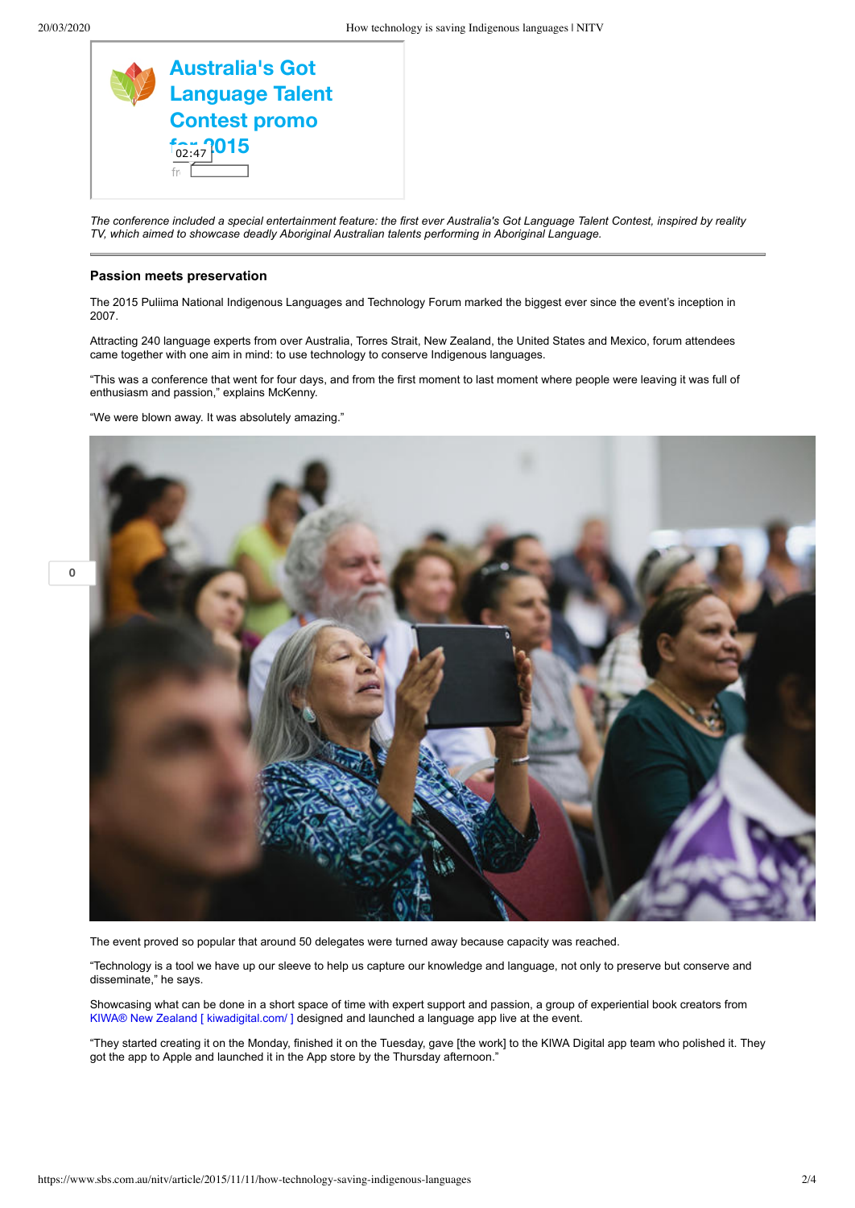**Australia's Got Language Talent Contest promo for 2015**

02:47

*The conference included a special entertainment feature: the first ever Australia's Got Language Talent Contest, inspired by reality TV, which aimed to showcase deadly Aboriginal Australian talents performing in Aboriginal Language.*

---

### Passion meets preservation

The 2015 Puliima National Indigenous Languages and Technology Forum marked the biggest ever since the event's inception in 2007.

Attracting 240 language experts from over Australia, Torres Strait, New Zealand, the United States and Mexico, forum attendees came together with one aim in mind: to use technology to conserve Indigenous languages.

"This was a conference that went for four days, and from the first moment to last moment where people were leaving it was full of enthusiasm and passion," explains McKenny.

"We were blown away. It was absolutely amazing."

The event proved so popular that around 50 delegates were turned away because capacity was reached.

"Technology is a tool we have up our sleeve to help us capture our knowledge and language, not only to preserve but conserve and disseminate," he says.

Showcasing what can be done in a short space of time with expert support and passion, a group of experiential book creators from KIWA® New Zealand [ kiwadigital.com/ ] designed and launched a language app live at the event.

"They started creating it on the Monday, finished it on the Tuesday, gave [the work] to the KIWA Digital app team who polished it. They got the app to Apple and launched it in the App store by the Thursday afternoon."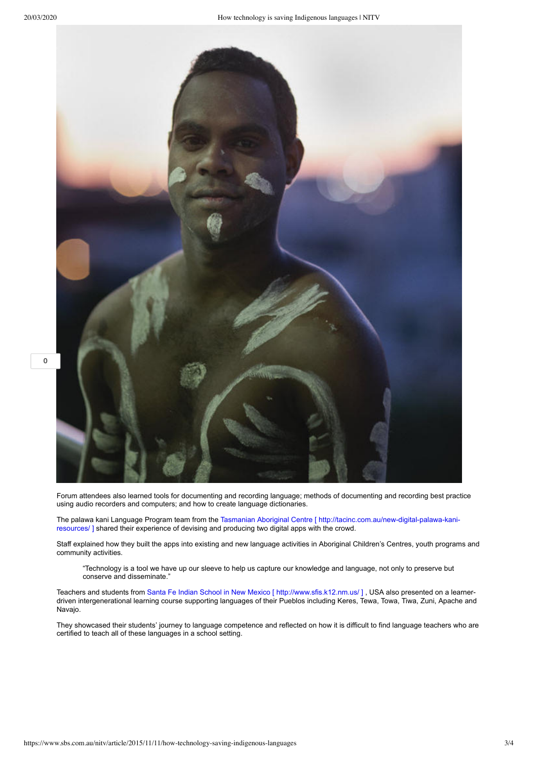Forum attendees also learned tools for documenting and recording language; methods of documenting and recording best practice using audio recorders and computers; and how to create language dictionaries.

The palawa kani Language Program team from the Tasmanian Aboriginal Centre [ http://tacinc.com.au/new-digital-palawa-kani-resources/ ] shared their experience of devising and producing two digital apps with the crowd.

Staff explained how they built the apps into existing and new language activities in Aboriginal Children's Centres, youth programs and community activities.

> "Technology is a tool we have up our sleeve to help us capture our knowledge and language, not only to preserve but conserve and disseminate."

Teachers and students from Santa Fe Indian School in New Mexico [ http://www.sfis.k12.nm.us/ ] , USA also presented on a learner-driven intergenerational learning course supporting languages of their Pueblos including Keres, Tewa, Towa, Tiwa, Zuni, Apache and Navajo.

They showcased their students' journey to language competence and reflected on how it is difficult to find language teachers who are certified to teach all of these languages in a school setting.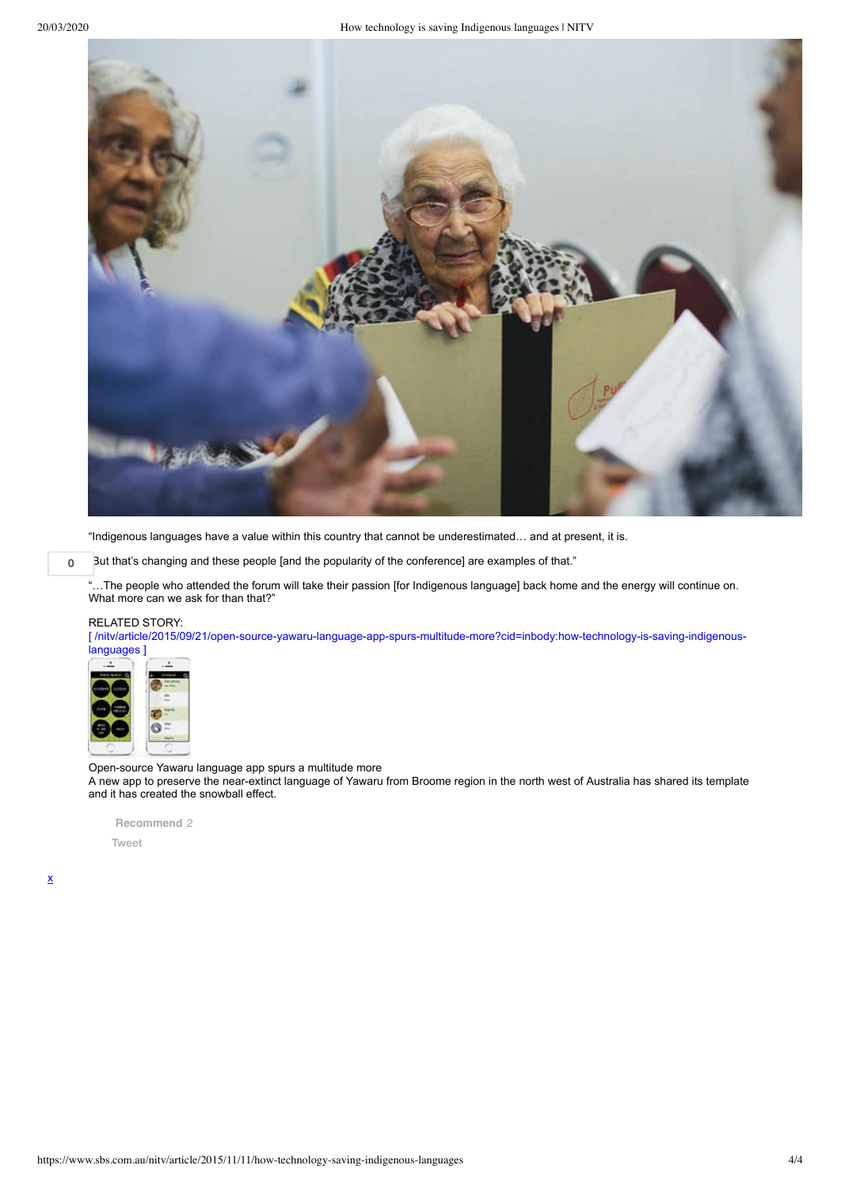"Indigenous languages have a value within this country that cannot be underestimated… and at present, it is.

But that's changing and these people [and the popularity of the conference] are examples of that."

"…The people who attended the forum will take their passion [for Indigenous language] back home and the energy will continue on. What more can we ask for than that?"

RELATED STORY:
[ /nitv/article/2015/09/21/open-source-yawaru-language-app-spurs-multitude-more?cid=inbody:how-technology-is-saving-indigenous-languages ]

Open-source Yawaru language app spurs a multitude more
A new app to preserve the near-extinct language of Yawaru from Broome region in the north west of Australia has shared its template and it has created the snowball effect.

Recommend 2
Tweet